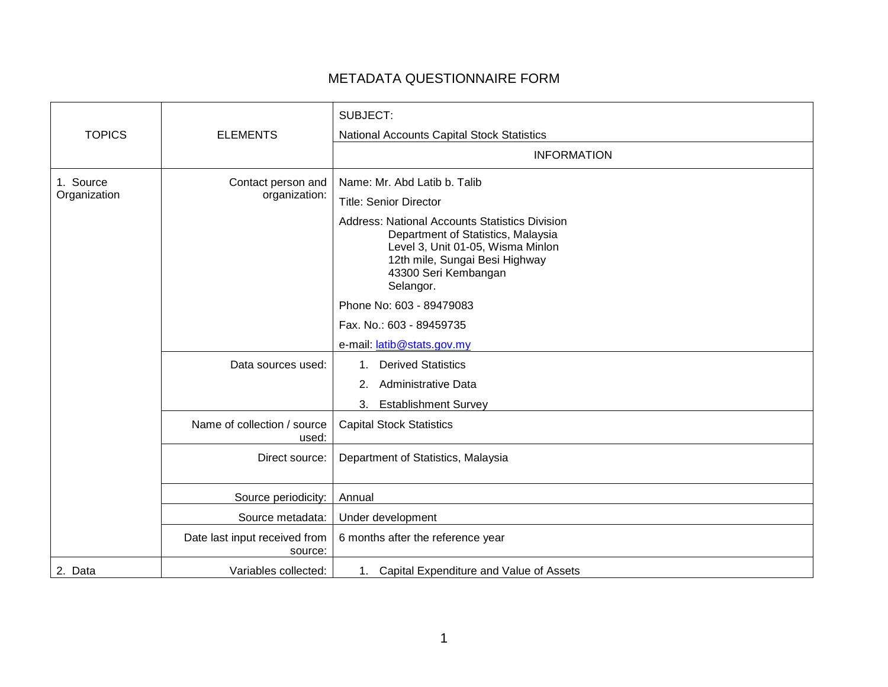# METADATA QUESTIONNAIRE FORM

| TOPICS | ELEMENTS | SUBJECT: National Accounts Capital Stock Statistics |
|---|---|---|
| | | INFORMATION |
| 1. Source Organization | Contact person and organization: | Name: Mr. Abd Latib b. Talib<br>Title: Senior Director<br>Address: National Accounts Statistics Division<br>Department of Statistics, Malaysia<br>Level 3, Unit 01-05, Wisma Minlon<br>12th mile, Sungai Besi Highway<br>43300 Seri Kembangan<br>Selangor.<br>Phone No: 603 - 89479083<br>Fax. No.: 603 - 89459735<br>e-mail: latib@stats.gov.my |
| | Data sources used: | 1. Derived Statistics<br>2. Administrative Data<br>3. Establishment Survey |
| | Name of collection / source used: | Capital Stock Statistics |
| | Direct source: | Department of Statistics, Malaysia |
| | Source periodicity: | Annual |
| | Source metadata: | Under development |
| | Date last input received from source: | 6 months after the reference year |
| 2. Data | Variables collected: | 1. Capital Expenditure and Value of Assets |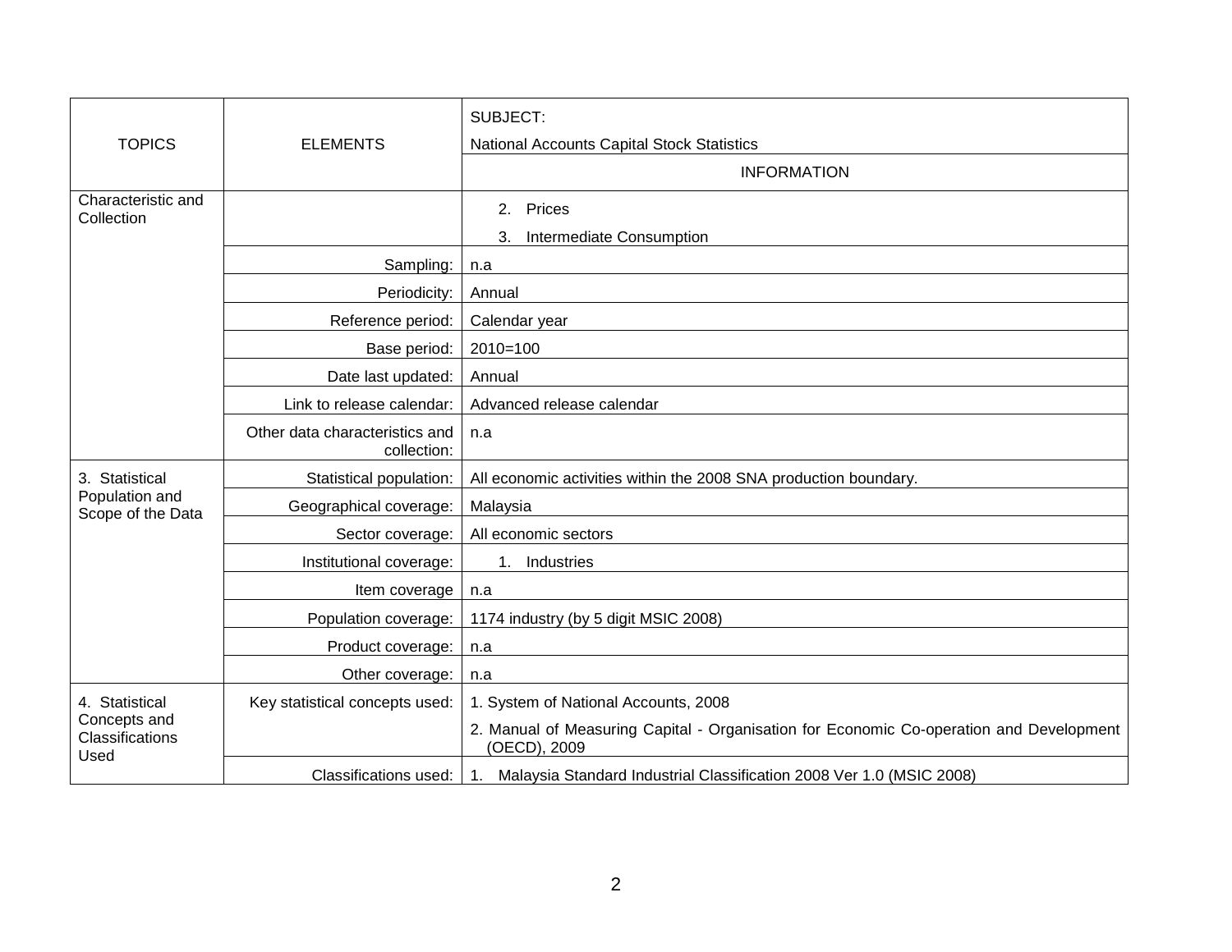| TOPICS | ELEMENTS | SUBJECT: National Accounts Capital Stock Statistics |
|---|---|---|
| | | INFORMATION |
| Characteristic and Collection | | 2. Prices<br>3. Intermediate Consumption |
| | Sampling: | n.a |
| | Periodicity: | Annual |
| | Reference period: | Calendar year |
| | Base period: | 2010=100 |
| | Date last updated: | Annual |
| | Link to release calendar: | Advanced release calendar |
| | Other data characteristics and collection: | n.a |
| 3. Statistical Population and Scope of the Data | Statistical population: | All economic activities within the 2008 SNA production boundary. |
| | Geographical coverage: | Malaysia |
| | Sector coverage: | All economic sectors |
| | Institutional coverage: | 1. Industries |
| | Item coverage | n.a |
| | Population coverage: | 1174 industry (by 5 digit MSIC 2008) |
| | Product coverage: | n.a |
| | Other coverage: | n.a |
| 4. Statistical Concepts and Classifications Used | Key statistical concepts used: | 1. System of National Accounts, 2008<br>2. Manual of Measuring Capital - Organisation for Economic Co-operation and Development (OECD), 2009 |
| | Classifications used: | 1. Malaysia Standard Industrial Classification 2008 Ver 1.0 (MSIC 2008) |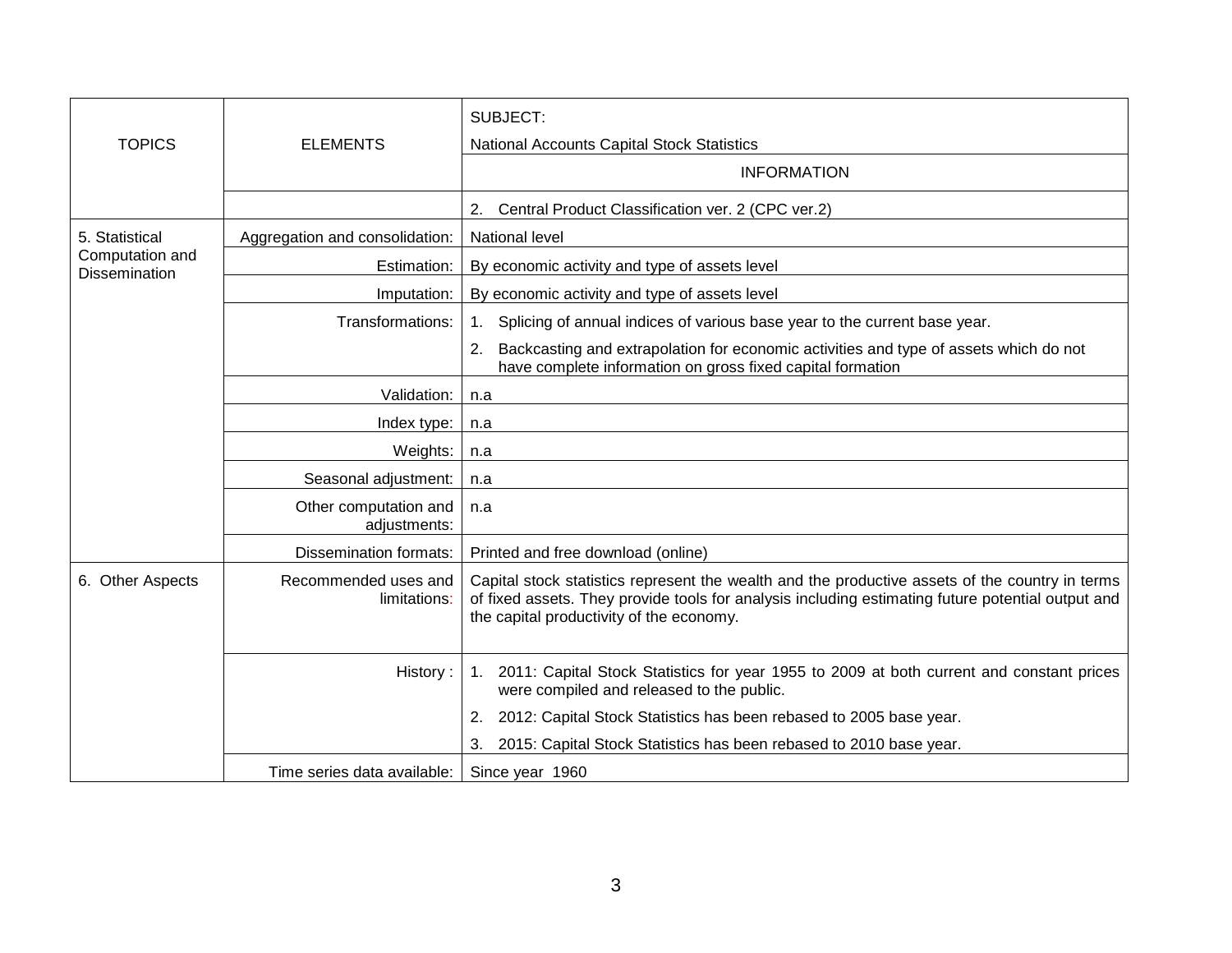| TOPICS | ELEMENTS | SUBJECT: National Accounts Capital Stock Statistics<br>INFORMATION |
|---|---|---|
| | | 2. Central Product Classification ver. 2 (CPC ver.2) |
| 5. Statistical Computation and Dissemination | Aggregation and consolidation: | National level |
| | Estimation: | By economic activity and type of assets level |
| | Imputation: | By economic activity and type of assets level |
| | Transformations: | 1. Splicing of annual indices of various base year to the current base year.<br>2. Backcasting and extrapolation for economic activities and type of assets which do not have complete information on gross fixed capital formation |
| | Validation: | n.a |
| | Index type: | n.a |
| | Weights: | n.a |
| | Seasonal adjustment: | n.a |
| | Other computation and adjustments: | n.a |
| | Dissemination formats: | Printed and free download (online) |
| 6. Other Aspects | Recommended uses and limitations: | Capital stock statistics represent the wealth and the productive assets of the country in terms of fixed assets. They provide tools for analysis including estimating future potential output and the capital productivity of the economy. |
| | History : | 1. 2011: Capital Stock Statistics for year 1955 to 2009 at both current and constant prices were compiled and released to the public.<br>2. 2012: Capital Stock Statistics has been rebased to 2005 base year.<br>3. 2015: Capital Stock Statistics has been rebased to 2010 base year. |
| | Time series data available: | Since year 1960 |